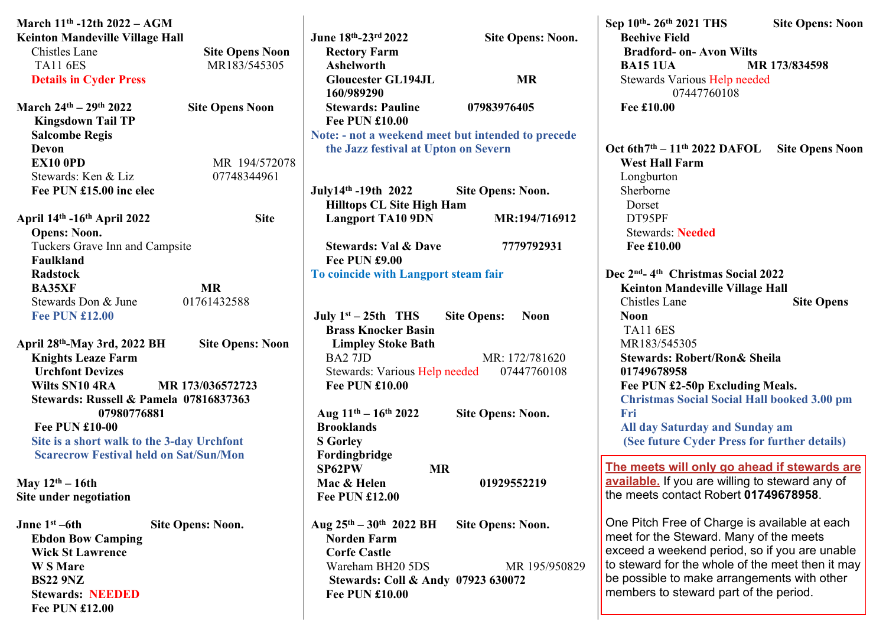**March 11th -12th 2022 – AGM**
**Keinton Mandeville Village Hall**
Chistles Lane **Site Opens Noon**
TA11 6ES MR183/545305
**Details in Cyder Press**

**March 24th – 29th 2022 Site Opens Noon**
**Kingsdown Tail TP**
**Salcombe Regis**
**Devon**
**EX10 0PD** MR 194/572078
Stewards: Ken & Liz 07748344961
**Fee PUN £15.00 inc elec**

**April 14th -16th April 2022 Site Opens: Noon.**
Tuckers Grave Inn and Campsite
**Faulkland**
**Radstock**
**BA35XF MR**
Stewards Don & June 01761432588
**Fee PUN £12.00**

**April 28th-May 3rd, 2022 BH Site Opens: Noon**
**Knights Leaze Farm**
**Urchfont Devizes**
**Wilts SN10 4RA MR 173/036572723**
**Stewards: Russell & Pamela 07816837363 07980776881**
**Fee PUN £10-00**
**Site is a short walk to the 3-day Urchfont Scarecrow Festival held on Sat/Sun/Mon**

**May 12th – 16th**
**Site under negotiation**

**Jnne 1st –6th Site Opens: Noon.**
**Ebdon Bow Camping**
**Wick St Lawrence**
**W S Mare**
**BS22 9NZ**
**Stewards: NEEDED**
**Fee PUN £12.00**

**June 18th-23rd 2022 Site Opens: Noon.**
**Rectory Farm**
**Ashelworth**
**Gloucester GL194JL MR 160/989290**
**Stewards: Pauline 07983976405**
**Fee PUN £10.00**
**Note: - not a weekend meet but intended to precede the Jazz festival at Upton on Severn**

**July14th -19th 2022 Site Opens: Noon.**
**Hilltops CL Site High Ham**
**Langport TA10 9DN MR:194/716912**

**Stewards: Val & Dave 7779792931**
**Fee PUN £9.00**
**To coincide with Langport steam fair**

**July 1st – 25th THS Site Opens: Noon**
**Brass Knocker Basin**
**Limpley Stoke Bath**
BA2 7JD MR: 172/781620
Stewards: Various Help needed 07447760108
**Fee PUN £10.00**

**Aug 11th – 16th 2022 Site Opens: Noon.**
**Brooklands**
**S Gorley**
**Fordingbridge**
**SP62PW MR**
**Mac & Helen 01929552219**
**Fee PUN £12.00**

**Aug 25th – 30th 2022 BH Site Opens: Noon.**
**Norden Farm**
**Corfe Castle**
Wareham BH20 5DS MR 195/950829
**Stewards: Coll & Andy 07923 630072**
**Fee PUN £10.00**

**Sep 10th- 26th 2021 THS Site Opens: Noon**
**Beehive Field**
**Bradford- on- Avon Wilts**
**BA15 1UA MR 173/834598**
Stewards Various Help needed 07447760108
**Fee £10.00**

**Oct 6th7th – 11th 2022 DAFOL Site Opens Noon**
**West Hall Farm**
Longburton
Sherborne
Dorset
DT95PF
Stewards: **Needed**
**Fee £10.00**

**Dec 2nd- 4th Christmas Social 2022**
**Keinton Mandeville Village Hall**
Chistles Lane **Site Opens Noon**
TA11 6ES
MR183/545305
**Stewards: Robert/Ron& Sheila 01749678958**
**Fee PUN £2-50p Excluding Meals.**
**Christmas Social Hall booked 3.00 pm Fri**
**All day Saturday and Sunday am**
**(See future Cyder Press for further details)**

**The meets will only go ahead if stewards are available.** If you are willing to steward any of the meets contact Robert **01749678958**.

One Pitch Free of Charge is available at each meet for the Steward. Many of the meets exceed a weekend period, so if you are unable to steward for the whole of the meet then it may be possible to make arrangements with other members to steward part of the period.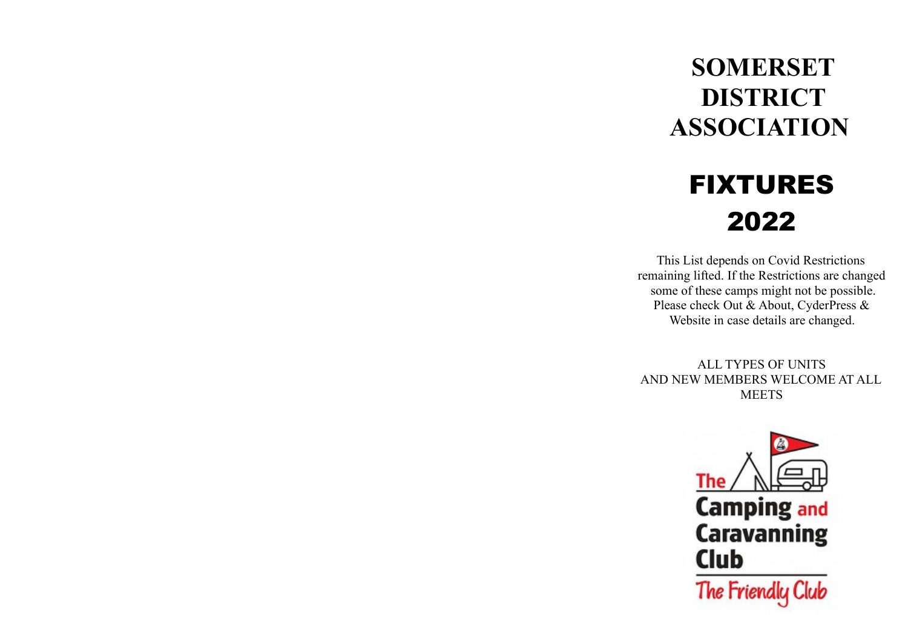# SOMERSET DISTRICT ASSOCIATION

# FIXTURES 2022

This List depends on Covid Restrictions remaining lifted. If the Restrictions are changed some of these camps might not be possible. Please check Out & About, CyderPress & Website in case details are changed.

ALL TYPES OF UNITS AND NEW MEMBERS WELCOME AT ALL MEETS

The Camping and Caravanning Club

The Friendly Club